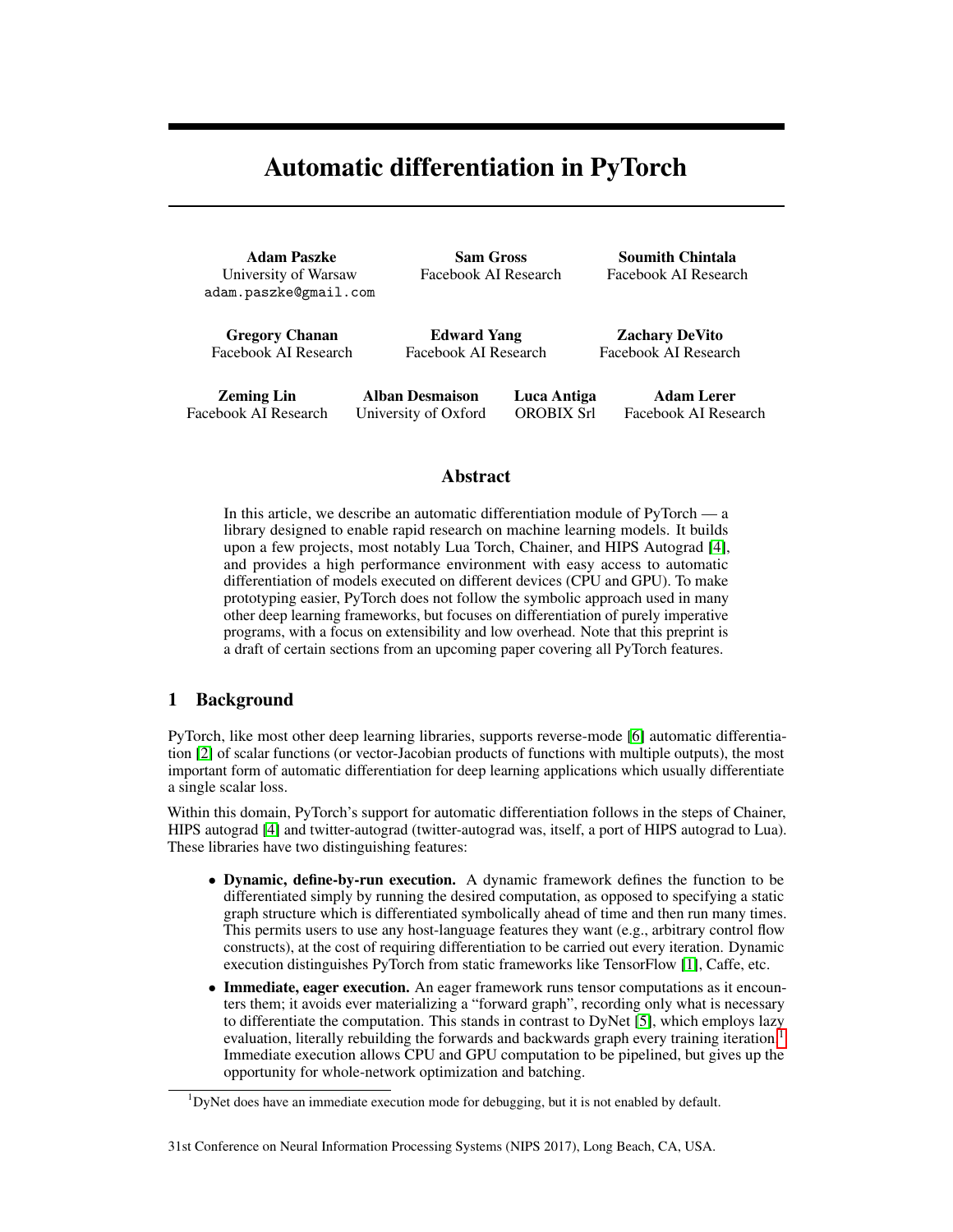# Automatic differentiation in PyTorch

**Adam Paszke**
University of Warsaw
adam.paszke@gmail.com

**Sam Gross**
Facebook AI Research

**Soumith Chintala**
Facebook AI Research

**Gregory Chanan**
Facebook AI Research

**Edward Yang**
Facebook AI Research

**Zachary DeVito**
Facebook AI Research

**Zeming Lin**
Facebook AI Research

**Alban Desmaison**
University of Oxford

**Luca Antiga**
OROBIX Srl

**Adam Lerer**
Facebook AI Research

## Abstract

In this article, we describe an automatic differentiation module of PyTorch — a library designed to enable rapid research on machine learning models. It builds upon a few projects, most notably Lua Torch, Chainer, and HIPS Autograd [4], and provides a high performance environment with easy access to automatic differentiation of models executed on different devices (CPU and GPU). To make prototyping easier, PyTorch does not follow the symbolic approach used in many other deep learning frameworks, but focuses on differentiation of purely imperative programs, with a focus on extensibility and low overhead. Note that this preprint is a draft of certain sections from an upcoming paper covering all PyTorch features.

## 1 Background

PyTorch, like most other deep learning libraries, supports reverse-mode [6] automatic differentiation [2] of scalar functions (or vector-Jacobian products of functions with multiple outputs), the most important form of automatic differentiation for deep learning applications which usually differentiate a single scalar loss.

Within this domain, PyTorch's support for automatic differentiation follows in the steps of Chainer, HIPS autograd [4] and twitter-autograd (twitter-autograd was, itself, a port of HIPS autograd to Lua). These libraries have two distinguishing features:

- **Dynamic, define-by-run execution.** A dynamic framework defines the function to be differentiated simply by running the desired computation, as opposed to specifying a static graph structure which is differentiated symbolically ahead of time and then run many times. This permits users to use any host-language features they want (e.g., arbitrary control flow constructs), at the cost of requiring differentiation to be carried out every iteration. Dynamic execution distinguishes PyTorch from static frameworks like TensorFlow [1], Caffe, etc.
- **Immediate, eager execution.** An eager framework runs tensor computations as it encounters them; it avoids ever materializing a "forward graph", recording only what is necessary to differentiate the computation. This stands in contrast to DyNet [5], which employs lazy evaluation, literally rebuilding the forwards and backwards graph every training iteration.[1] Immediate execution allows CPU and GPU computation to be pipelined, but gives up the opportunity for whole-network optimization and batching.

[1] DyNet does have an immediate execution mode for debugging, but it is not enabled by default.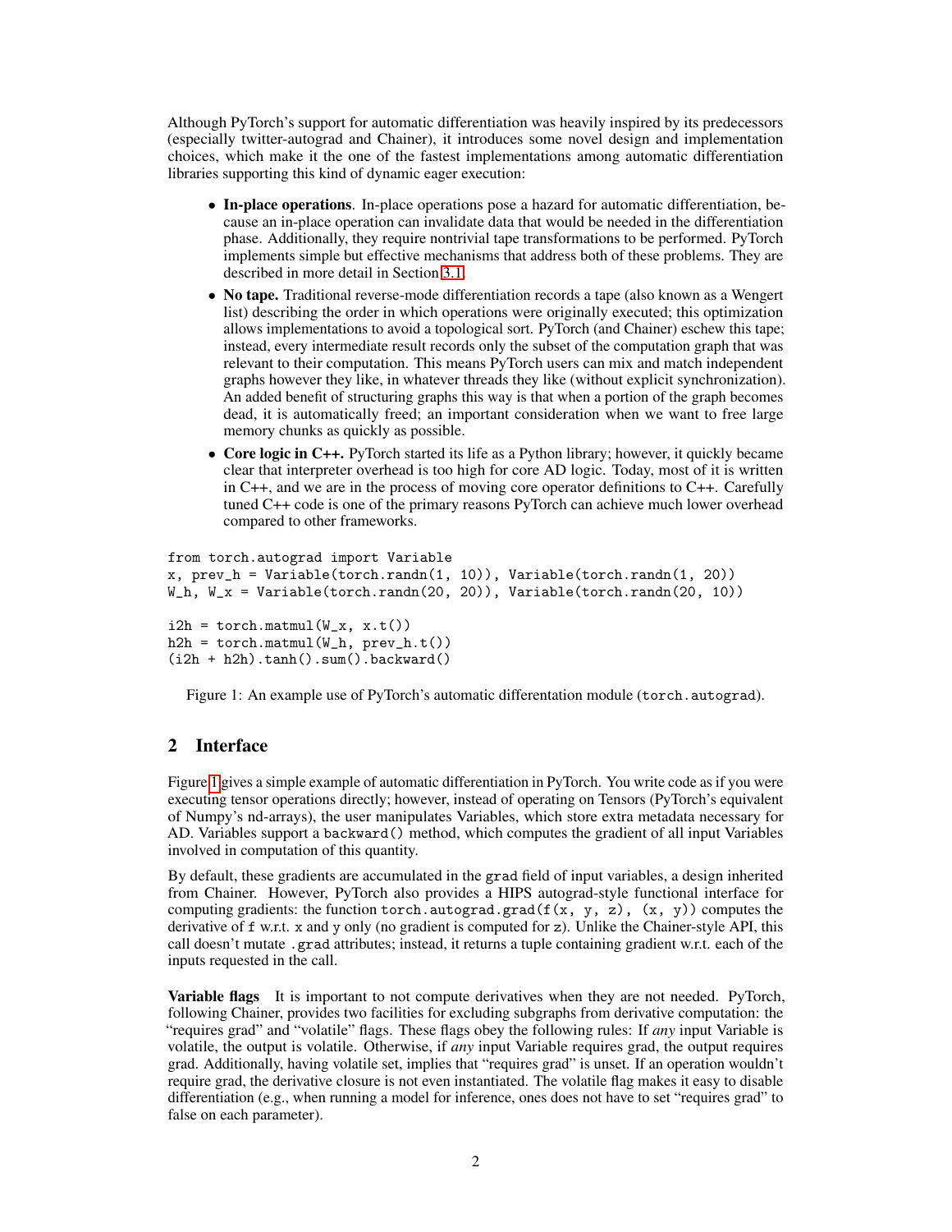Although PyTorch's support for automatic differentiation was heavily inspired by its predecessors (especially twitter-autograd and Chainer), it introduces some novel design and implementation choices, which make it the one of the fastest implementations among automatic differentiation libraries supporting this kind of dynamic eager execution:

- **In-place operations**. In-place operations pose a hazard for automatic differentiation, because an in-place operation can invalidate data that would be needed in the differentiation phase. Additionally, they require nontrivial tape transformations to be performed. PyTorch implements simple but effective mechanisms that address both of these problems. They are described in more detail in Section 3.1.
- **No tape.** Traditional reverse-mode differentiation records a tape (also known as a Wengert list) describing the order in which operations were originally executed; this optimization allows implementations to avoid a topological sort. PyTorch (and Chainer) eschew this tape; instead, every intermediate result records only the subset of the computation graph that was relevant to their computation. This means PyTorch users can mix and match independent graphs however they like, in whatever threads they like (without explicit synchronization). An added benefit of structuring graphs this way is that when a portion of the graph becomes dead, it is automatically freed; an important consideration when we want to free large memory chunks as quickly as possible.
- **Core logic in C++.** PyTorch started its life as a Python library; however, it quickly became clear that interpreter overhead is too high for core AD logic. Today, most of it is written in C++, and we are in the process of moving core operator definitions to C++. Carefully tuned C++ code is one of the primary reasons PyTorch can achieve much lower overhead compared to other frameworks.

```
from torch.autograd import Variable
x, prev_h = Variable(torch.randn(1, 10)), Variable(torch.randn(1, 20))
W_h, W_x = Variable(torch.randn(20, 20)), Variable(torch.randn(20, 10))

i2h = torch.matmul(W_x, x.t())
h2h = torch.matmul(W_h, prev_h.t())
(i2h + h2h).tanh().sum().backward()
```

Figure 1: An example use of PyTorch's automatic differentation module (`torch.autograd`).

## 2 Interface

Figure 1 gives a simple example of automatic differentiation in PyTorch. You write code as if you were executing tensor operations directly; however, instead of operating on Tensors (PyTorch's equivalent of Numpy's nd-arrays), the user manipulates Variables, which store extra metadata necessary for AD. Variables support a `backward()` method, which computes the gradient of all input Variables involved in computation of this quantity.

By default, these gradients are accumulated in the `grad` field of input variables, a design inherited from Chainer. However, PyTorch also provides a HIPS autograd-style functional interface for computing gradients: the function `torch.autograd.grad(f(x, y, z), (x, y))` computes the derivative of `f` w.r.t. `x` and `y` only (no gradient is computed for `z`). Unlike the Chainer-style API, this call doesn't mutate `.grad` attributes; instead, it returns a tuple containing gradient w.r.t. each of the inputs requested in the call.

**Variable flags** It is important to not compute derivatives when they are not needed. PyTorch, following Chainer, provides two facilities for excluding subgraphs from derivative computation: the "requires grad" and "volatile" flags. These flags obey the following rules: If *any* input Variable is volatile, the output is volatile. Otherwise, if *any* input Variable requires grad, the output requires grad. Additionally, having volatile set, implies that "requires grad" is unset. If an operation wouldn't require grad, the derivative closure is not even instantiated. The volatile flag makes it easy to disable differentiation (e.g., when running a model for inference, ones does not have to set "requires grad" to false on each parameter).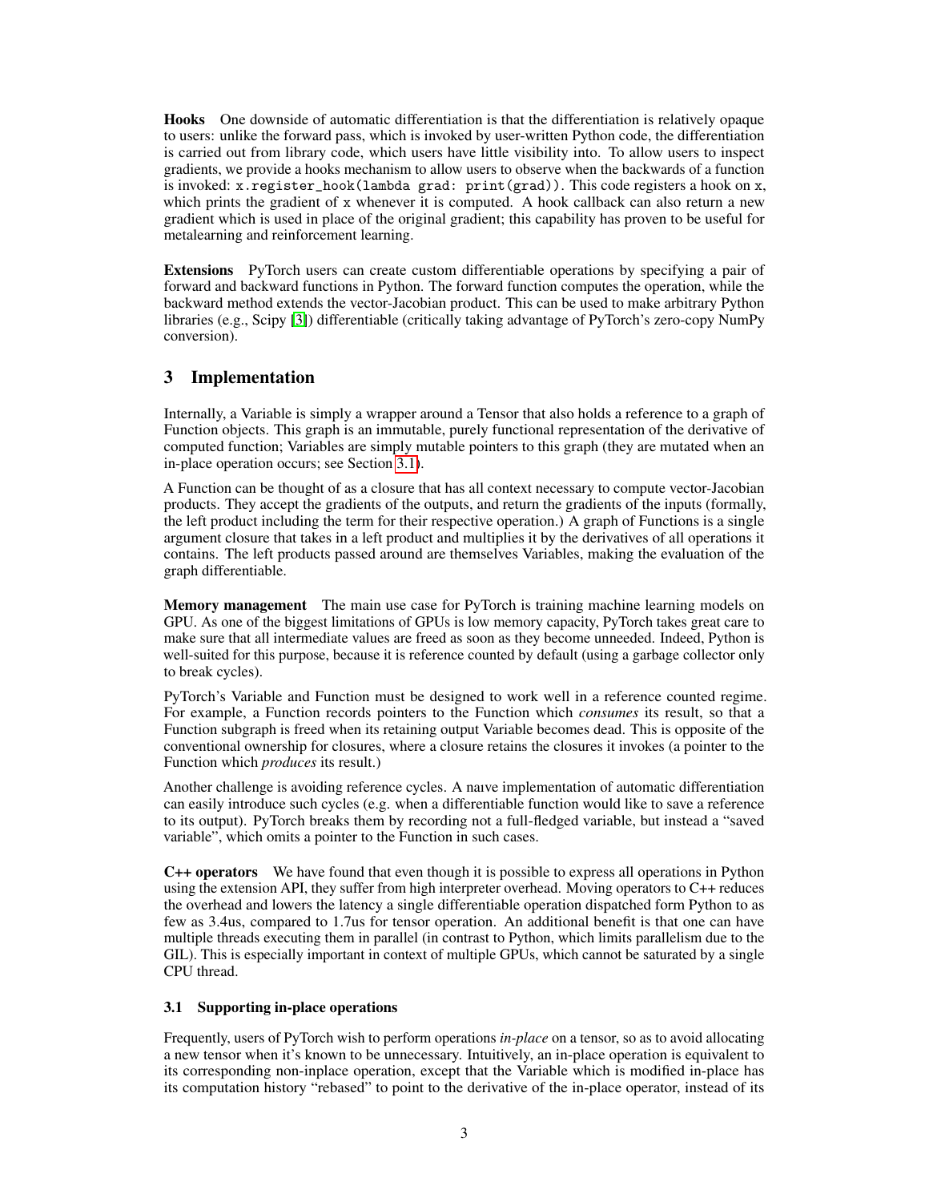**Hooks** One downside of automatic differentiation is that the differentiation is relatively opaque to users: unlike the forward pass, which is invoked by user-written Python code, the differentiation is carried out from library code, which users have little visibility into. To allow users to inspect gradients, we provide a hooks mechanism to allow users to observe when the backwards of a function is invoked: `x.register_hook(lambda grad: print(grad))`. This code registers a hook on `x`, which prints the gradient of `x` whenever it is computed. A hook callback can also return a new gradient which is used in place of the original gradient; this capability has proven to be useful for metalearning and reinforcement learning.

**Extensions** PyTorch users can create custom differentiable operations by specifying a pair of forward and backward functions in Python. The forward function computes the operation, while the backward method extends the vector-Jacobian product. This can be used to make arbitrary Python libraries (e.g., Scipy [3]) differentiable (critically taking advantage of PyTorch's zero-copy NumPy conversion).

## 3 Implementation

Internally, a Variable is simply a wrapper around a Tensor that also holds a reference to a graph of Function objects. This graph is an immutable, purely functional representation of the derivative of computed function; Variables are simply mutable pointers to this graph (they are mutated when an in-place operation occurs; see Section 3.1).

A Function can be thought of as a closure that has all context necessary to compute vector-Jacobian products. They accept the gradients of the outputs, and return the gradients of the inputs (formally, the left product including the term for their respective operation.) A graph of Functions is a single argument closure that takes in a left product and multiplies it by the derivatives of all operations it contains. The left products passed around are themselves Variables, making the evaluation of the graph differentiable.

**Memory management** The main use case for PyTorch is training machine learning models on GPU. As one of the biggest limitations of GPUs is low memory capacity, PyTorch takes great care to make sure that all intermediate values are freed as soon as they become unneeded. Indeed, Python is well-suited for this purpose, because it is reference counted by default (using a garbage collector only to break cycles).

PyTorch's Variable and Function must be designed to work well in a reference counted regime. For example, a Function records pointers to the Function which *consumes* its result, so that a Function subgraph is freed when its retaining output Variable becomes dead. This is opposite of the conventional ownership for closures, where a closure retains the closures it invokes (a pointer to the Function which *produces* its result.)

Another challenge is avoiding reference cycles. A naıve implementation of automatic differentiation can easily introduce such cycles (e.g. when a differentiable function would like to save a reference to its output). PyTorch breaks them by recording not a full-fledged variable, but instead a "saved variable", which omits a pointer to the Function in such cases.

**C++ operators** We have found that even though it is possible to express all operations in Python using the extension API, they suffer from high interpreter overhead. Moving operators to C++ reduces the overhead and lowers the latency a single differentiable operation dispatched form Python to as few as 3.4us, compared to 1.7us for tensor operation. An additional benefit is that one can have multiple threads executing them in parallel (in contrast to Python, which limits parallelism due to the GIL). This is especially important in context of multiple GPUs, which cannot be saturated by a single CPU thread.

### 3.1 Supporting in-place operations

Frequently, users of PyTorch wish to perform operations *in-place* on a tensor, so as to avoid allocating a new tensor when it's known to be unnecessary. Intuitively, an in-place operation is equivalent to its corresponding non-inplace operation, except that the Variable which is modified in-place has its computation history "rebased" to point to the derivative of the in-place operator, instead of its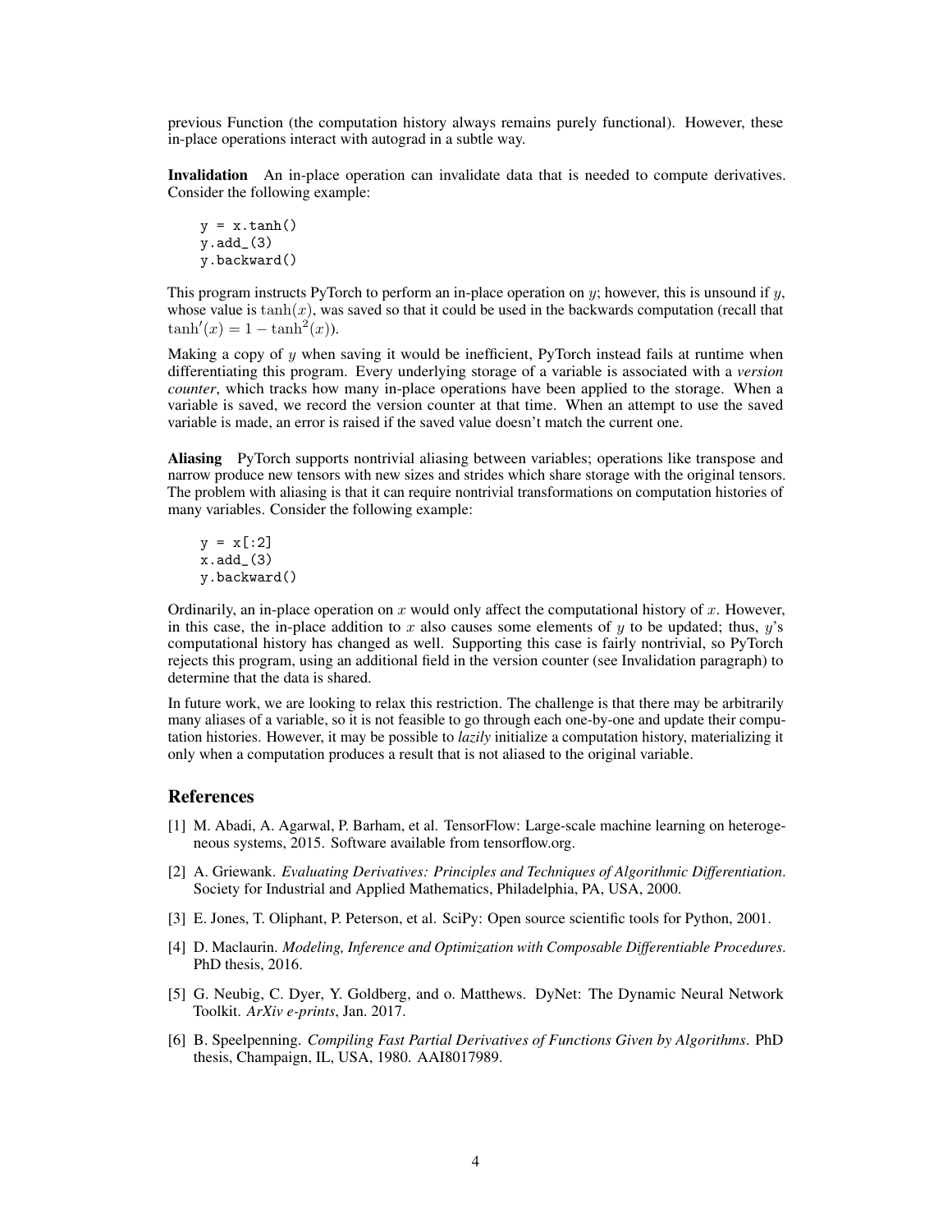previous Function (the computation history always remains purely functional). However, these in-place operations interact with autograd in a subtle way.

**Invalidation** An in-place operation can invalidate data that is needed to compute derivatives. Consider the following example:

```
y = x.tanh()
y.add_(3)
y.backward()
```

This program instructs PyTorch to perform an in-place operation on $y$; however, this is unsound if $y$, whose value is $\tanh(x)$, was saved so that it could be used in the backwards computation (recall that $\tanh'(x) = 1 - \tanh^2(x)$).

Making a copy of $y$ when saving it would be inefficient, PyTorch instead fails at runtime when differentiating this program. Every underlying storage of a variable is associated with a *version counter*, which tracks how many in-place operations have been applied to the storage. When a variable is saved, we record the version counter at that time. When an attempt to use the saved variable is made, an error is raised if the saved value doesn't match the current one.

**Aliasing** PyTorch supports nontrivial aliasing between variables; operations like transpose and narrow produce new tensors with new sizes and strides which share storage with the original tensors. The problem with aliasing is that it can require nontrivial transformations on computation histories of many variables. Consider the following example:

```
y = x[:2]
x.add_(3)
y.backward()
```

Ordinarily, an in-place operation on $x$ would only affect the computational history of $x$. However, in this case, the in-place addition to $x$ also causes some elements of $y$ to be updated; thus, $y$'s computational history has changed as well. Supporting this case is fairly nontrivial, so PyTorch rejects this program, using an additional field in the version counter (see Invalidation paragraph) to determine that the data is shared.

In future work, we are looking to relax this restriction. The challenge is that there may be arbitrarily many aliases of a variable, so it is not feasible to go through each one-by-one and update their computation histories. However, it may be possible to *lazily* initialize a computation history, materializing it only when a computation produces a result that is not aliased to the original variable.

## References

[1] M. Abadi, A. Agarwal, P. Barham, et al. TensorFlow: Large-scale machine learning on heterogeneous systems, 2015. Software available from tensorflow.org.

[2] A. Griewank. *Evaluating Derivatives: Principles and Techniques of Algorithmic Differentiation*. Society for Industrial and Applied Mathematics, Philadelphia, PA, USA, 2000.

[3] E. Jones, T. Oliphant, P. Peterson, et al. SciPy: Open source scientific tools for Python, 2001.

[4] D. Maclaurin. *Modeling, Inference and Optimization with Composable Differentiable Procedures*. PhD thesis, 2016.

[5] G. Neubig, C. Dyer, Y. Goldberg, and o. Matthews. DyNet: The Dynamic Neural Network Toolkit. *ArXiv e-prints*, Jan. 2017.

[6] B. Speelpenning. *Compiling Fast Partial Derivatives of Functions Given by Algorithms*. PhD thesis, Champaign, IL, USA, 1980. AAI8017989.